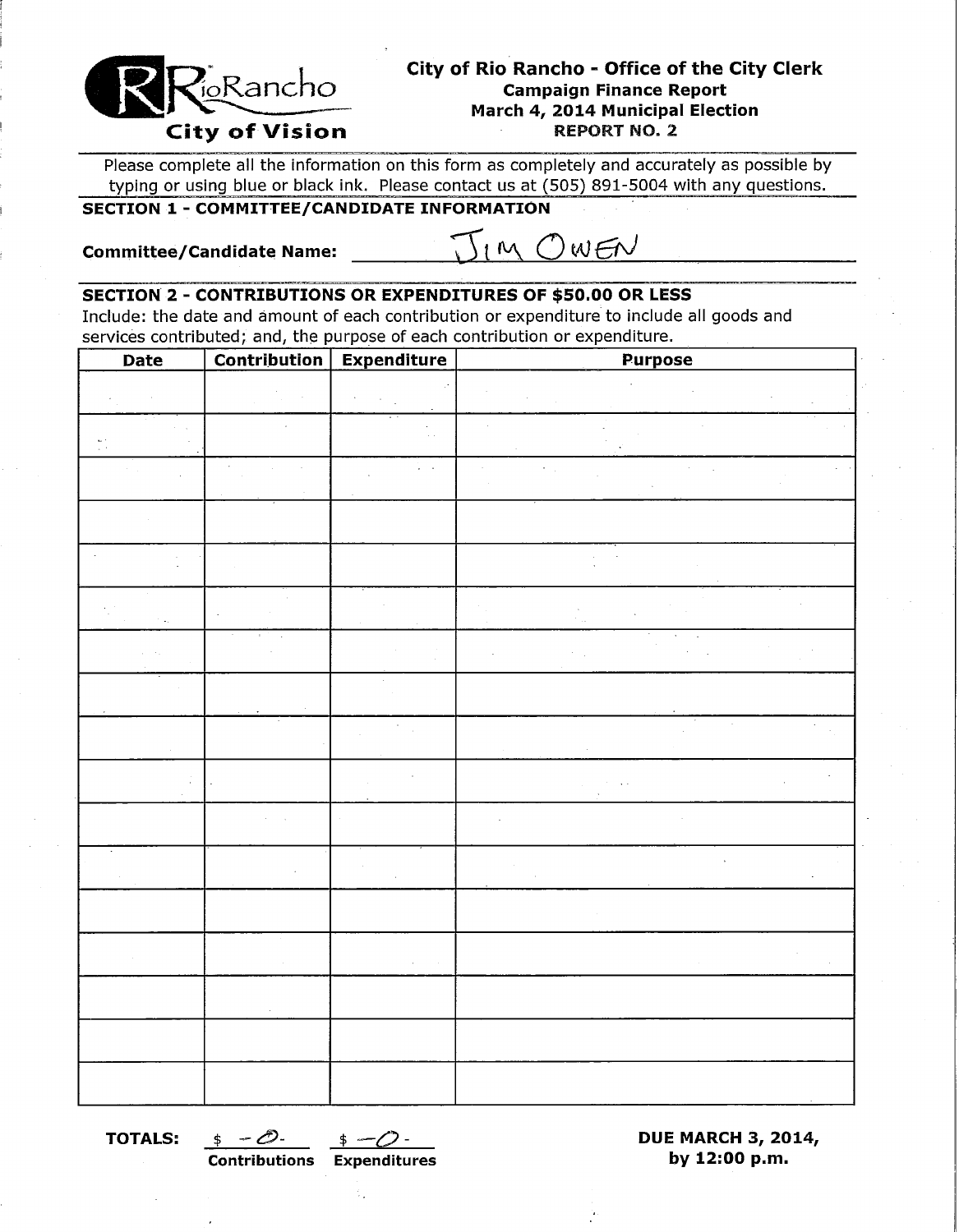RioRancho
City of Vision

**City of Rio Rancho - Office of the City Clerk**
**Campaign Finance Report**
**March 4, 2014 Municipal Election**
**REPORT NO. 2**

Please complete all the information on this form as completely and accurately as possible by typing or using blue or black ink. Please contact us at (505) 891-5004 with any questions.

## SECTION 1 - COMMITTEE/CANDIDATE INFORMATION

**Committee/Candidate Name:** JIM OWEN

## SECTION 2 - CONTRIBUTIONS OR EXPENDITURES OF $50.00 OR LESS

Include: the date and amount of each contribution or expenditure to include all goods and services contributed; and, the purpose of each contribution or expenditure.

| Date | Contribution | Expenditure | Purpose |
|---|---|---|---|
| | | | |
| | | | |
| | | | |
| | | | |
| | | | |
| | | | |
| | | | |
| | | | |
| | | | |
| | | | |
| | | | |
| | | | |
| | | | |
| | | | |
| | | | |
| | | | |
| | | | |

**TOTALS:** $ -0- (Contributions) $ -0- (Expenditures)

**DUE MARCH 3, 2014, by 12:00 p.m.**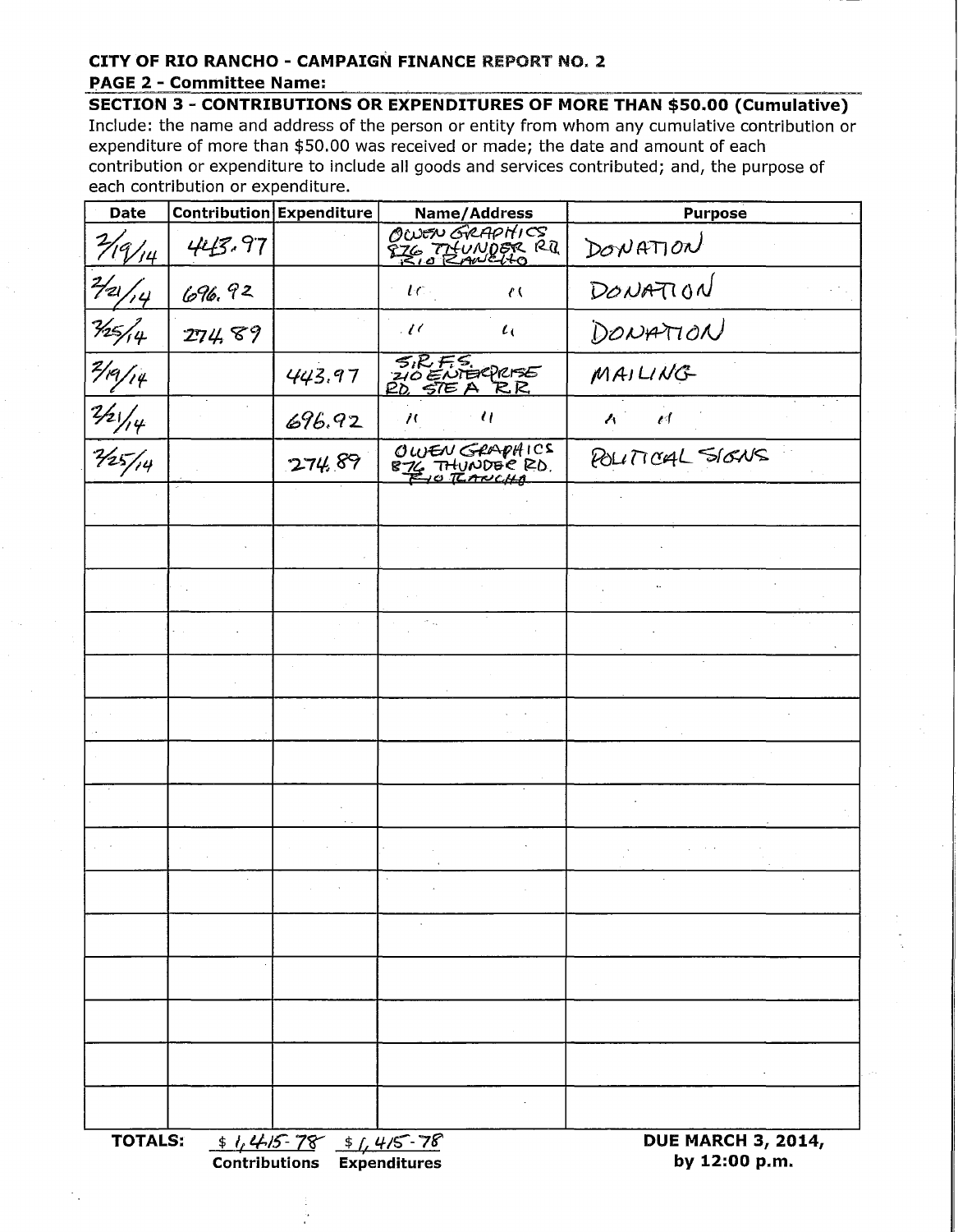**CITY OF RIO RANCHO - CAMPAIGN FINANCE REPORT NO. 2**

**PAGE 2 - Committee Name:**

**SECTION 3 - CONTRIBUTIONS OR EXPENDITURES OF MORE THAN $50.00 (Cumulative)**

Include: the name and address of the person or entity from whom any cumulative contribution or expenditure of more than $50.00 was received or made; the date and amount of each contribution or expenditure to include all goods and services contributed; and, the purpose of each contribution or expenditure.

| Date | Contribution | Expenditure | Name/Address | Purpose |
|---|---|---|---|---|
| 2/19/14 | 443.97 | | OWEN GRAPHICS 876 THUNDER RD. RIO RANCHO | DONATION |
| 2/21/14 | 696.92 | | " " | DONATION |
| 2/25/14 | 274.89 | | " " | DONATION |
| 2/19/14 | | 443.97 | S.R.F.S. 210 ENTERPRISE RD. STE A RR | MAILING |
| 2/21/14 | | 696.92 | " " | " " |
| 2/25/14 | | 274.89 | OWEN GRAPHICS 876 THUNDER RD. RIO RANCHO | POLITICAL SIGNS |
| | | | | |
| | | | | |
| | | | | |
| | | | | |
| | | | | |
| | | | | |
| | | | | |
| | | | | |
| | | | | |
| | | | | |
| | | | | |
| | | | | |
| | | | | |
| | | | | |

**TOTALS:** $ 1,415.78 Contributions $ 1,415.78 Expenditures

**DUE MARCH 3, 2014, by 12:00 p.m.**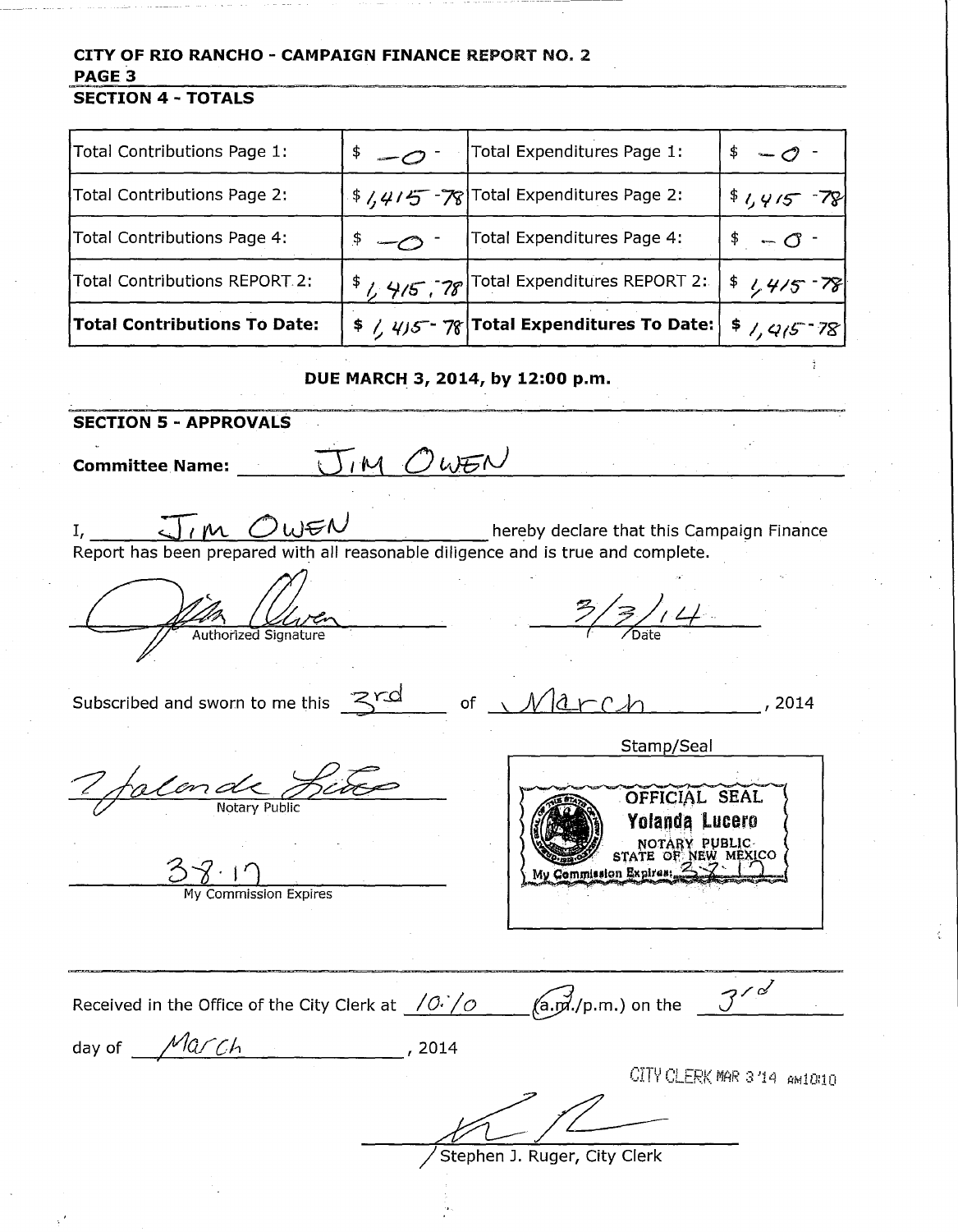**CITY OF RIO RANCHO - CAMPAIGN FINANCE REPORT NO. 2**
**PAGE 3**

## SECTION 4 - TOTALS

| | | | |
|---|---|---|---|
| Total Contributions Page 1: | $ -0- | Total Expenditures Page 1: | $ -0- |
| Total Contributions Page 2: | $ 1,415-78 | Total Expenditures Page 2: | $ 1,415-78 |
| Total Contributions Page 4: | $ -0- | Total Expenditures Page 4: | $ -0- |
| Total Contributions REPORT 2: | $ 1,415.78 | Total Expenditures REPORT 2: | $ 1,415-78 |
| **Total Contributions To Date:** | $ 1,415-78 | **Total Expenditures To Date:** | $ 1,415-78 |

**DUE MARCH 3, 2014, by 12:00 p.m.**

## SECTION 5 - APPROVALS

**Committee Name:** JIM OWEN

I, JIM OWEN hereby declare that this Campaign Finance Report has been prepared with all reasonable diligence and is true and complete.

Authorized Signature

3/3/14
Date

Subscribed and sworn to me this 3rd of March, 2014

Notary Public

3-8-17
My Commission Expires

Stamp/Seal

OFFICIAL SEAL
Yolanda Lucero
NOTARY PUBLIC
STATE OF NEW MEXICO
My Commission Expires: 3-7-17

Received in the Office of the City Clerk at 10:10 (a.m./p.m.) on the 3rd day of March, 2014

CITY CLERK MAR 3 '14 AM10:10

Stephen J. Ruger, City Clerk